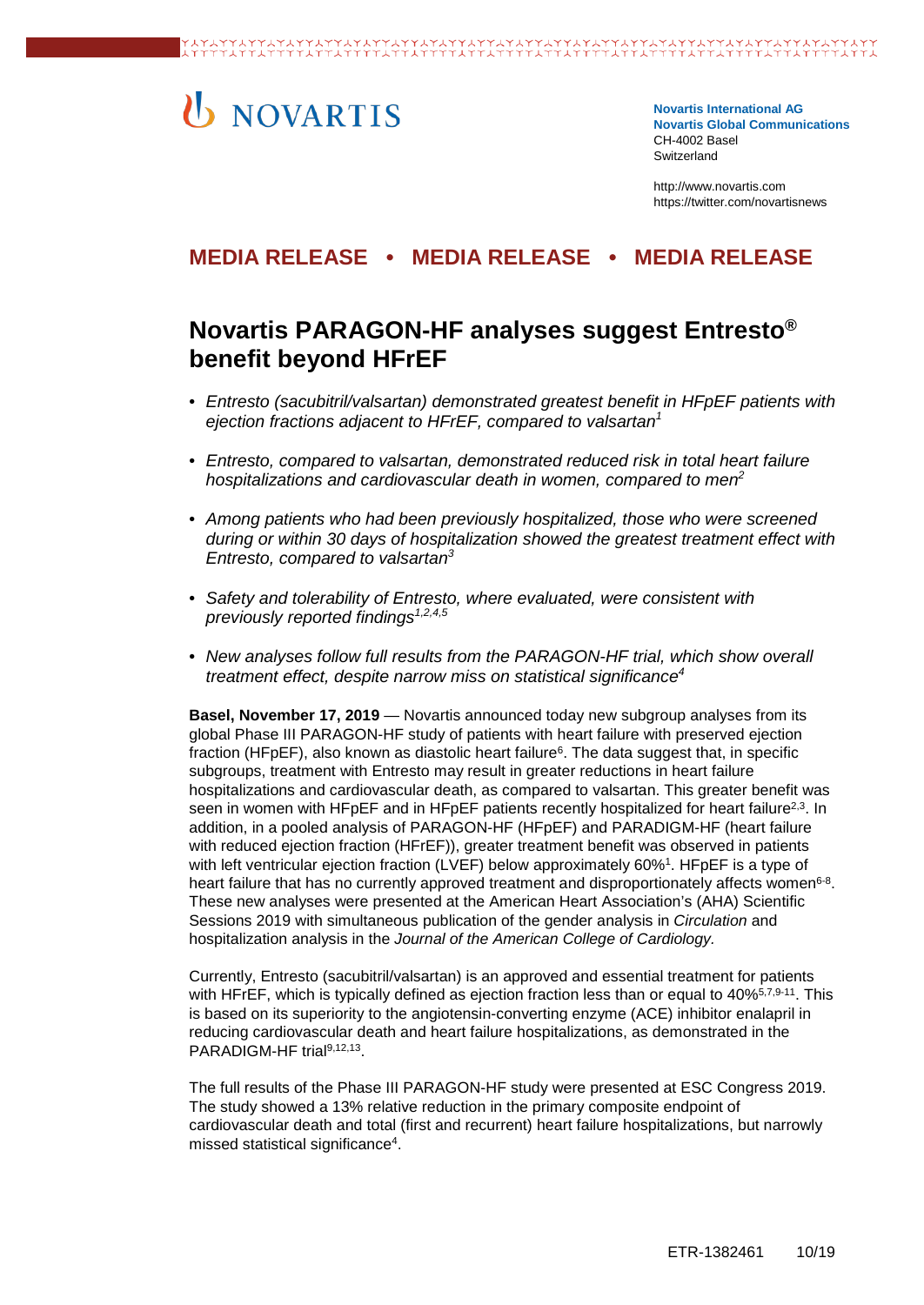NOVARTIS

**Novartis International AG**
**Novartis Global Communications**
CH-4002 Basel
Switzerland

http://www.novartis.com
https://twitter.com/novartisnews

**MEDIA RELEASE • MEDIA RELEASE • MEDIA RELEASE**

# Novartis PARAGON-HF analyses suggest Entresto® benefit beyond HFrEF

- *Entresto (sacubitril/valsartan) demonstrated greatest benefit in HFpEF patients with ejection fractions adjacent to HFrEF, compared to valsartan*[1]
- *Entresto, compared to valsartan, demonstrated reduced risk in total heart failure hospitalizations and cardiovascular death in women, compared to men*[2]
- *Among patients who had been previously hospitalized, those who were screened during or within 30 days of hospitalization showed the greatest treatment effect with Entresto, compared to valsartan*[3]
- *Safety and tolerability of Entresto, where evaluated, were consistent with previously reported findings*[1,2,4,5]
- *New analyses follow full results from the PARAGON-HF trial, which show overall treatment effect, despite narrow miss on statistical significance*[4]

**Basel, November 17, 2019** — Novartis announced today new subgroup analyses from its global Phase III PARAGON-HF study of patients with heart failure with preserved ejection fraction (HFpEF), also known as diastolic heart failure[6]. The data suggest that, in specific subgroups, treatment with Entresto may result in greater reductions in heart failure hospitalizations and cardiovascular death, as compared to valsartan. This greater benefit was seen in women with HFpEF and in HFpEF patients recently hospitalized for heart failure[2,3]. In addition, in a pooled analysis of PARAGON-HF (HFpEF) and PARADIGM-HF (heart failure with reduced ejection fraction (HFrEF)), greater treatment benefit was observed in patients with left ventricular ejection fraction (LVEF) below approximately 60%[1]. HFpEF is a type of heart failure that has no currently approved treatment and disproportionately affects women[6-8]. These new analyses were presented at the American Heart Association's (AHA) Scientific Sessions 2019 with simultaneous publication of the gender analysis in *Circulation* and hospitalization analysis in the *Journal of the American College of Cardiology*.

Currently, Entresto (sacubitril/valsartan) is an approved and essential treatment for patients with HFrEF, which is typically defined as ejection fraction less than or equal to 40%[5,7,9-11]. This is based on its superiority to the angiotensin-converting enzyme (ACE) inhibitor enalapril in reducing cardiovascular death and heart failure hospitalizations, as demonstrated in the PARADIGM-HF trial[9,12,13].

The full results of the Phase III PARAGON-HF study were presented at ESC Congress 2019. The study showed a 13% relative reduction in the primary composite endpoint of cardiovascular death and total (first and recurrent) heart failure hospitalizations, but narrowly missed statistical significance[4].

ETR-1382461 10/19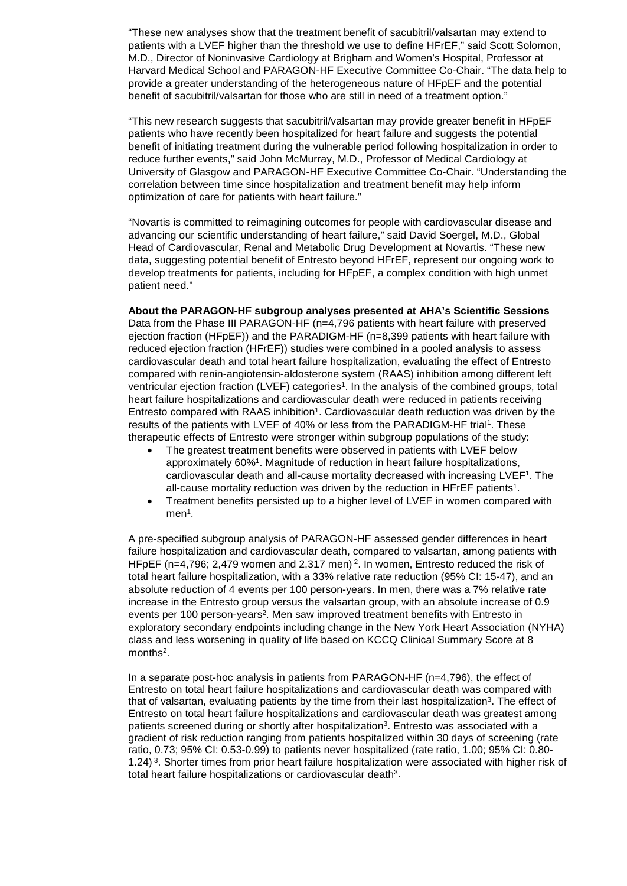"These new analyses show that the treatment benefit of sacubitril/valsartan may extend to patients with a LVEF higher than the threshold we use to define HFrEF," said Scott Solomon, M.D., Director of Noninvasive Cardiology at Brigham and Women's Hospital, Professor at Harvard Medical School and PARAGON-HF Executive Committee Co-Chair. "The data help to provide a greater understanding of the heterogeneous nature of HFpEF and the potential benefit of sacubitril/valsartan for those who are still in need of a treatment option."

"This new research suggests that sacubitril/valsartan may provide greater benefit in HFpEF patients who have recently been hospitalized for heart failure and suggests the potential benefit of initiating treatment during the vulnerable period following hospitalization in order to reduce further events," said John McMurray, M.D., Professor of Medical Cardiology at University of Glasgow and PARAGON-HF Executive Committee Co-Chair. "Understanding the correlation between time since hospitalization and treatment benefit may help inform optimization of care for patients with heart failure."

"Novartis is committed to reimagining outcomes for people with cardiovascular disease and advancing our scientific understanding of heart failure," said David Soergel, M.D., Global Head of Cardiovascular, Renal and Metabolic Drug Development at Novartis. "These new data, suggesting potential benefit of Entresto beyond HFrEF, represent our ongoing work to develop treatments for patients, including for HFpEF, a complex condition with high unmet patient need."

**About the PARAGON-HF subgroup analyses presented at AHA's Scientific Sessions**

Data from the Phase III PARAGON-HF (n=4,796 patients with heart failure with preserved ejection fraction (HFpEF)) and the PARADIGM-HF (n=8,399 patients with heart failure with reduced ejection fraction (HFrEF)) studies were combined in a pooled analysis to assess cardiovascular death and total heart failure hospitalization, evaluating the effect of Entresto compared with renin-angiotensin-aldosterone system (RAAS) inhibition among different left ventricular ejection fraction (LVEF) categories[1]. In the analysis of the combined groups, total heart failure hospitalizations and cardiovascular death were reduced in patients receiving Entresto compared with RAAS inhibition[1]. Cardiovascular death reduction was driven by the results of the patients with LVEF of 40% or less from the PARADIGM-HF trial[1]. These therapeutic effects of Entresto were stronger within subgroup populations of the study:

- The greatest treatment benefits were observed in patients with LVEF below approximately 60%[1]. Magnitude of reduction in heart failure hospitalizations, cardiovascular death and all-cause mortality decreased with increasing LVEF[1]. The all-cause mortality reduction was driven by the reduction in HFrEF patients[1].
- Treatment benefits persisted up to a higher level of LVEF in women compared with men[1].

A pre-specified subgroup analysis of PARAGON-HF assessed gender differences in heart failure hospitalization and cardiovascular death, compared to valsartan, among patients with HFpEF (n=4,796; 2,479 women and 2,317 men)[2]. In women, Entresto reduced the risk of total heart failure hospitalization, with a 33% relative rate reduction (95% CI: 15-47), and an absolute reduction of 4 events per 100 person-years. In men, there was a 7% relative rate increase in the Entresto group versus the valsartan group, with an absolute increase of 0.9 events per 100 person-years[2]. Men saw improved treatment benefits with Entresto in exploratory secondary endpoints including change in the New York Heart Association (NYHA) class and less worsening in quality of life based on KCCQ Clinical Summary Score at 8 months[2].

In a separate post-hoc analysis in patients from PARAGON-HF (n=4,796), the effect of Entresto on total heart failure hospitalizations and cardiovascular death was compared with that of valsartan, evaluating patients by the time from their last hospitalization[3]. The effect of Entresto on total heart failure hospitalizations and cardiovascular death was greatest among patients screened during or shortly after hospitalization[3]. Entresto was associated with a gradient of risk reduction ranging from patients hospitalized within 30 days of screening (rate ratio, 0.73; 95% CI: 0.53-0.99) to patients never hospitalized (rate ratio, 1.00; 95% CI: 0.80-1.24)[3]. Shorter times from prior heart failure hospitalization were associated with higher risk of total heart failure hospitalizations or cardiovascular death[3].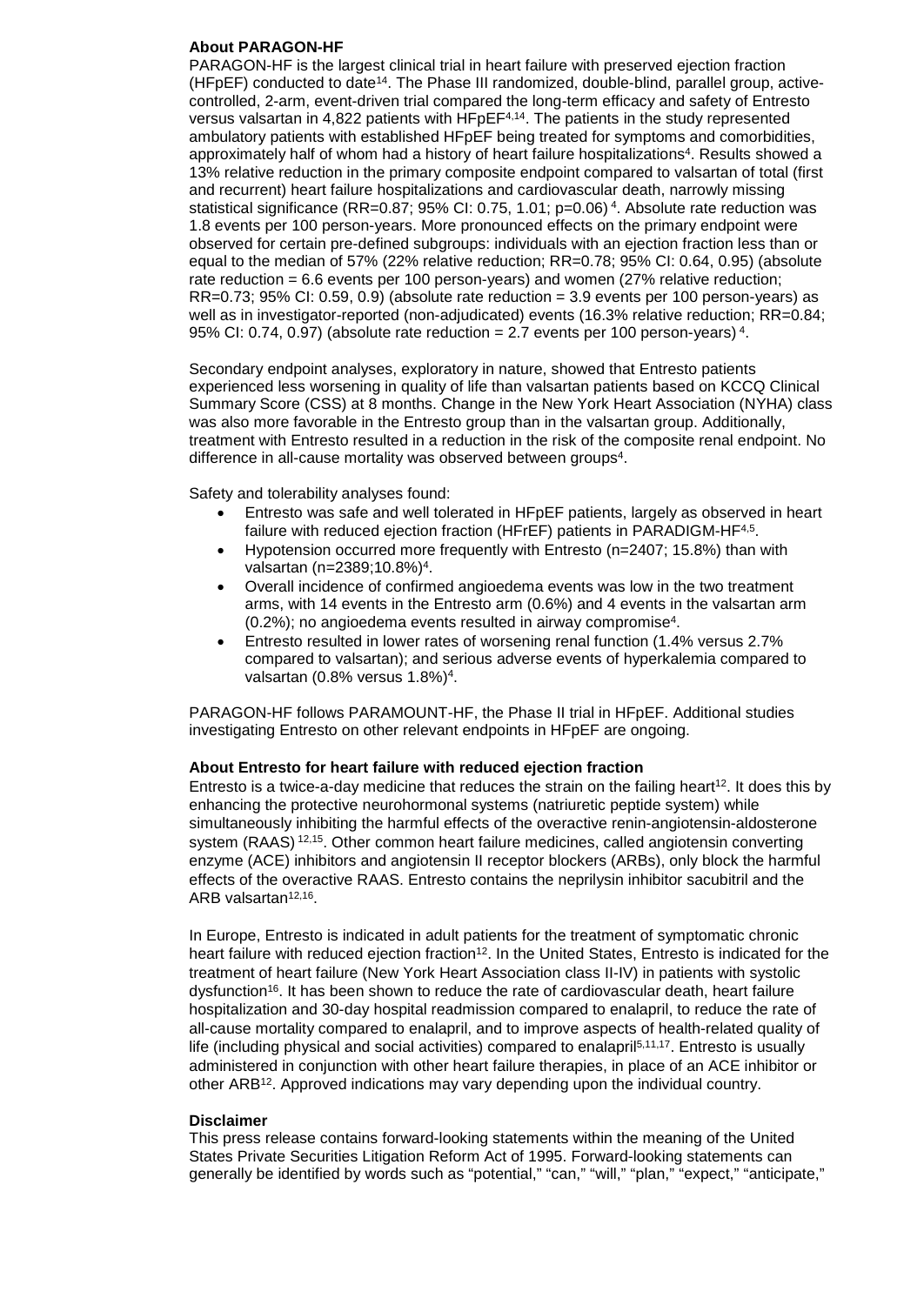**About PARAGON-HF**

PARAGON-HF is the largest clinical trial in heart failure with preserved ejection fraction (HFpEF) conducted to date[14]. The Phase III randomized, double-blind, parallel group, active-controlled, 2-arm, event-driven trial compared the long-term efficacy and safety of Entresto versus valsartan in 4,822 patients with HFpEF[4,14]. The patients in the study represented ambulatory patients with established HFpEF being treated for symptoms and comorbidities, approximately half of whom had a history of heart failure hospitalizations[4]. Results showed a 13% relative reduction in the primary composite endpoint compared to valsartan of total (first and recurrent) heart failure hospitalizations and cardiovascular death, narrowly missing statistical significance (RR=0.87; 95% CI: 0.75, 1.01; p=0.06)[4]. Absolute rate reduction was 1.8 events per 100 person-years. More pronounced effects on the primary endpoint were observed for certain pre-defined subgroups: individuals with an ejection fraction less than or equal to the median of 57% (22% relative reduction; RR=0.78; 95% CI: 0.64, 0.95) (absolute rate reduction = 6.6 events per 100 person-years) and women (27% relative reduction; RR=0.73; 95% CI: 0.59, 0.9) (absolute rate reduction = 3.9 events per 100 person-years) as well as in investigator-reported (non-adjudicated) events (16.3% relative reduction; RR=0.84; 95% CI: 0.74, 0.97) (absolute rate reduction = 2.7 events per 100 person-years)[4].

Secondary endpoint analyses, exploratory in nature, showed that Entresto patients experienced less worsening in quality of life than valsartan patients based on KCCQ Clinical Summary Score (CSS) at 8 months. Change in the New York Heart Association (NYHA) class was also more favorable in the Entresto group than in the valsartan group. Additionally, treatment with Entresto resulted in a reduction in the risk of the composite renal endpoint. No difference in all-cause mortality was observed between groups[4].

Safety and tolerability analyses found:

- Entresto was safe and well tolerated in HFpEF patients, largely as observed in heart failure with reduced ejection fraction (HFrEF) patients in PARADIGM-HF[4,5].
- Hypotension occurred more frequently with Entresto (n=2407; 15.8%) than with valsartan (n=2389;10.8%)[4].
- Overall incidence of confirmed angioedema events was low in the two treatment arms, with 14 events in the Entresto arm (0.6%) and 4 events in the valsartan arm (0.2%); no angioedema events resulted in airway compromise[4].
- Entresto resulted in lower rates of worsening renal function (1.4% versus 2.7% compared to valsartan); and serious adverse events of hyperkalemia compared to valsartan (0.8% versus 1.8%)[4].

PARAGON-HF follows PARAMOUNT-HF, the Phase II trial in HFpEF. Additional studies investigating Entresto on other relevant endpoints in HFpEF are ongoing.

**About Entresto for heart failure with reduced ejection fraction**

Entresto is a twice-a-day medicine that reduces the strain on the failing heart[12]. It does this by enhancing the protective neurohormonal systems (natriuretic peptide system) while simultaneously inhibiting the harmful effects of the overactive renin-angiotensin-aldosterone system (RAAS)[12,15]. Other common heart failure medicines, called angiotensin converting enzyme (ACE) inhibitors and angiotensin II receptor blockers (ARBs), only block the harmful effects of the overactive RAAS. Entresto contains the neprilysin inhibitor sacubitril and the ARB valsartan[12,16].

In Europe, Entresto is indicated in adult patients for the treatment of symptomatic chronic heart failure with reduced ejection fraction[12]. In the United States, Entresto is indicated for the treatment of heart failure (New York Heart Association class II-IV) in patients with systolic dysfunction[16]. It has been shown to reduce the rate of cardiovascular death, heart failure hospitalization and 30-day hospital readmission compared to enalapril, to reduce the rate of all-cause mortality compared to enalapril, and to improve aspects of health-related quality of life (including physical and social activities) compared to enalapril[5,11,17]. Entresto is usually administered in conjunction with other heart failure therapies, in place of an ACE inhibitor or other ARB[12]. Approved indications may vary depending upon the individual country.

**Disclaimer**

This press release contains forward-looking statements within the meaning of the United States Private Securities Litigation Reform Act of 1995. Forward-looking statements can generally be identified by words such as "potential," "can," "will," "plan," "expect," "anticipate,"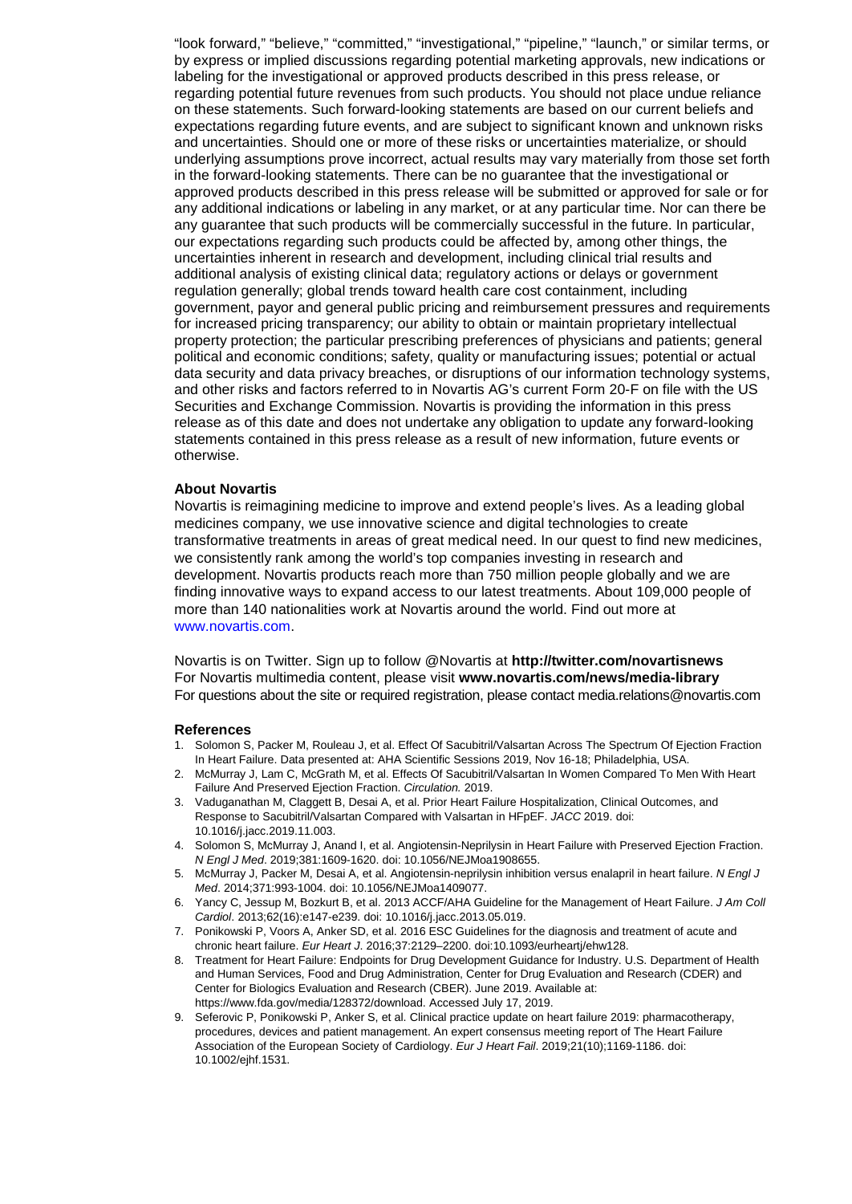"look forward," "believe," "committed," "investigational," "pipeline," "launch," or similar terms, or by express or implied discussions regarding potential marketing approvals, new indications or labeling for the investigational or approved products described in this press release, or regarding potential future revenues from such products. You should not place undue reliance on these statements. Such forward-looking statements are based on our current beliefs and expectations regarding future events, and are subject to significant known and unknown risks and uncertainties. Should one or more of these risks or uncertainties materialize, or should underlying assumptions prove incorrect, actual results may vary materially from those set forth in the forward-looking statements. There can be no guarantee that the investigational or approved products described in this press release will be submitted or approved for sale or for any additional indications or labeling in any market, or at any particular time. Nor can there be any guarantee that such products will be commercially successful in the future. In particular, our expectations regarding such products could be affected by, among other things, the uncertainties inherent in research and development, including clinical trial results and additional analysis of existing clinical data; regulatory actions or delays or government regulation generally; global trends toward health care cost containment, including government, payor and general public pricing and reimbursement pressures and requirements for increased pricing transparency; our ability to obtain or maintain proprietary intellectual property protection; the particular prescribing preferences of physicians and patients; general political and economic conditions; safety, quality or manufacturing issues; potential or actual data security and data privacy breaches, or disruptions of our information technology systems, and other risks and factors referred to in Novartis AG's current Form 20-F on file with the US Securities and Exchange Commission. Novartis is providing the information in this press release as of this date and does not undertake any obligation to update any forward-looking statements contained in this press release as a result of new information, future events or otherwise.

**About Novartis**

Novartis is reimagining medicine to improve and extend people's lives. As a leading global medicines company, we use innovative science and digital technologies to create transformative treatments in areas of great medical need. In our quest to find new medicines, we consistently rank among the world's top companies investing in research and development. Novartis products reach more than 750 million people globally and we are finding innovative ways to expand access to our latest treatments. About 109,000 people of more than 140 nationalities work at Novartis around the world. Find out more at www.novartis.com.

Novartis is on Twitter. Sign up to follow @Novartis at **http://twitter.com/novartisnews**
For Novartis multimedia content, please visit **www.novartis.com/news/media-library**
For questions about the site or required registration, please contact media.relations@novartis.com

**References**

1. Solomon S, Packer M, Rouleau J, et al. Effect Of Sacubitril/Valsartan Across The Spectrum Of Ejection Fraction In Heart Failure. Data presented at: AHA Scientific Sessions 2019, Nov 16-18; Philadelphia, USA.
2. McMurray J, Lam C, McGrath M, et al. Effects Of Sacubitril/Valsartan In Women Compared To Men With Heart Failure And Preserved Ejection Fraction. *Circulation.* 2019.
3. Vaduganathan M, Claggett B, Desai A, et al. Prior Heart Failure Hospitalization, Clinical Outcomes, and Response to Sacubitril/Valsartan Compared with Valsartan in HFpEF. *JACC* 2019. doi: 10.1016/j.jacc.2019.11.003.
4. Solomon S, McMurray J, Anand I, et al. Angiotensin-Neprilysin in Heart Failure with Preserved Ejection Fraction. *N Engl J Med*. 2019;381:1609-1620. doi: 10.1056/NEJMoa1908655.
5. McMurray J, Packer M, Desai A, et al. Angiotensin-neprilysin inhibition versus enalapril in heart failure. *N Engl J Med*. 2014;371:993-1004. doi: 10.1056/NEJMoa1409077.
6. Yancy C, Jessup M, Bozkurt B, et al. 2013 ACCF/AHA Guideline for the Management of Heart Failure. *J Am Coll Cardiol*. 2013;62(16):e147-e239. doi: 10.1016/j.jacc.2013.05.019.
7. Ponikowski P, Voors A, Anker SD, et al. 2016 ESC Guidelines for the diagnosis and treatment of acute and chronic heart failure. *Eur Heart J*. 2016;37:2129–2200. doi:10.1093/eurheartj/ehw128.
8. Treatment for Heart Failure: Endpoints for Drug Development Guidance for Industry. U.S. Department of Health and Human Services, Food and Drug Administration, Center for Drug Evaluation and Research (CDER) and Center for Biologics Evaluation and Research (CBER). June 2019. Available at: https://www.fda.gov/media/128372/download. Accessed July 17, 2019.
9. Seferovic P, Ponikowski P, Anker S, et al. Clinical practice update on heart failure 2019: pharmacotherapy, procedures, devices and patient management. An expert consensus meeting report of The Heart Failure Association of the European Society of Cardiology. *Eur J Heart Fail*. 2019;21(10);1169-1186. doi: 10.1002/ejhf.1531.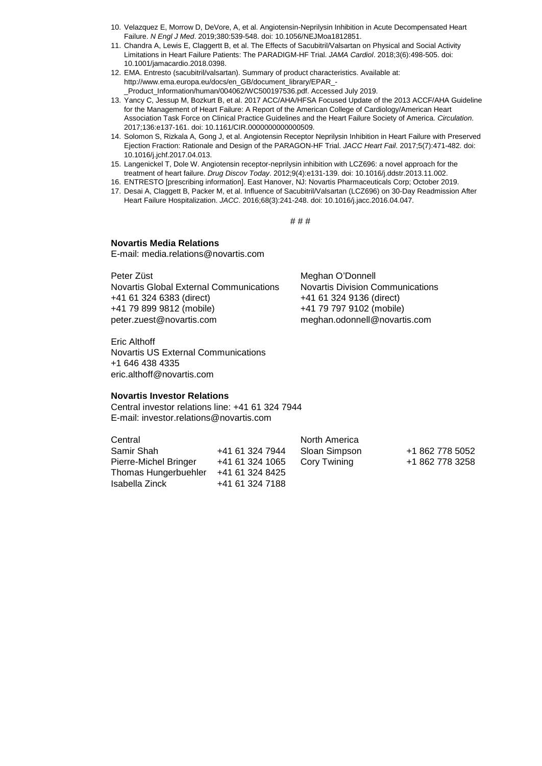10. Velazquez E, Morrow D, DeVore, A, et al. Angiotensin-Neprilysin Inhibition in Acute Decompensated Heart Failure. *N Engl J Med*. 2019;380:539-548. doi: 10.1056/NEJMoa1812851.
11. Chandra A, Lewis E, Claggertt B, et al. The Effects of Sacubitril/Valsartan on Physical and Social Activity Limitations in Heart Failure Patients: The PARADIGM-HF Trial. *JAMA Cardiol*. 2018;3(6):498-505. doi: 10.1001/jamacardio.2018.0398.
12. EMA. Entresto (sacubitril/valsartan). Summary of product characteristics. Available at: http://www.ema.europa.eu/docs/en_GB/document_library/EPAR_-_Product_Information/human/004062/WC500197536.pdf. Accessed July 2019.
13. Yancy C, Jessup M, Bozkurt B, et al. 2017 ACC/AHA/HFSA Focused Update of the 2013 ACCF/AHA Guideline for the Management of Heart Failure: A Report of the American College of Cardiology/American Heart Association Task Force on Clinical Practice Guidelines and the Heart Failure Society of America. *Circulation*. 2017;136:e137-161. doi: 10.1161/CIR.0000000000000509.
14. Solomon S, Rizkala A, Gong J, et al. Angiotensin Receptor Neprilysin Inhibition in Heart Failure with Preserved Ejection Fraction: Rationale and Design of the PARAGON-HF Trial. *JACC Heart Fail*. 2017;5(7):471-482. doi: 10.1016/j.jchf.2017.04.013.
15. Langenickel T, Dole W. Angiotensin receptor-neprilysin inhibition with LCZ696: a novel approach for the treatment of heart failure. *Drug Discov Today*. 2012;9(4):e131-139. doi: 10.1016/j.ddstr.2013.11.002.
16. ENTRESTO [prescribing information]. East Hanover, NJ: Novartis Pharmaceuticals Corp; October 2019.
17. Desai A, Claggett B, Packer M, et al. Influence of Sacubitril/Valsartan (LCZ696) on 30-Day Readmission After Heart Failure Hospitalization. *JACC*. 2016;68(3):241-248. doi: 10.1016/j.jacc.2016.04.047.

# # #

**Novartis Media Relations**

E-mail: media.relations@novartis.com

Peter Züst
Novartis Global External Communications
+41 61 324 6383 (direct)
+41 79 899 9812 (mobile)
peter.zuest@novartis.com

Meghan O'Donnell
Novartis Division Communications
+41 61 324 9136 (direct)
+41 79 797 9102 (mobile)
meghan.odonnell@novartis.com

Eric Althoff
Novartis US External Communications
+1 646 438 4335
eric.althoff@novartis.com

**Novartis Investor Relations**

Central investor relations line: +41 61 324 7944
E-mail: investor.relations@novartis.com

| | | | |
|---|---|---|---|
| Central | | North America | |
| Samir Shah | +41 61 324 7944 | Sloan Simpson | +1 862 778 5052 |
| Pierre-Michel Bringer | +41 61 324 1065 | Cory Twining | +1 862 778 3258 |
| Thomas Hungerbuehler | +41 61 324 8425 | | |
| Isabella Zinck | +41 61 324 7188 | | |